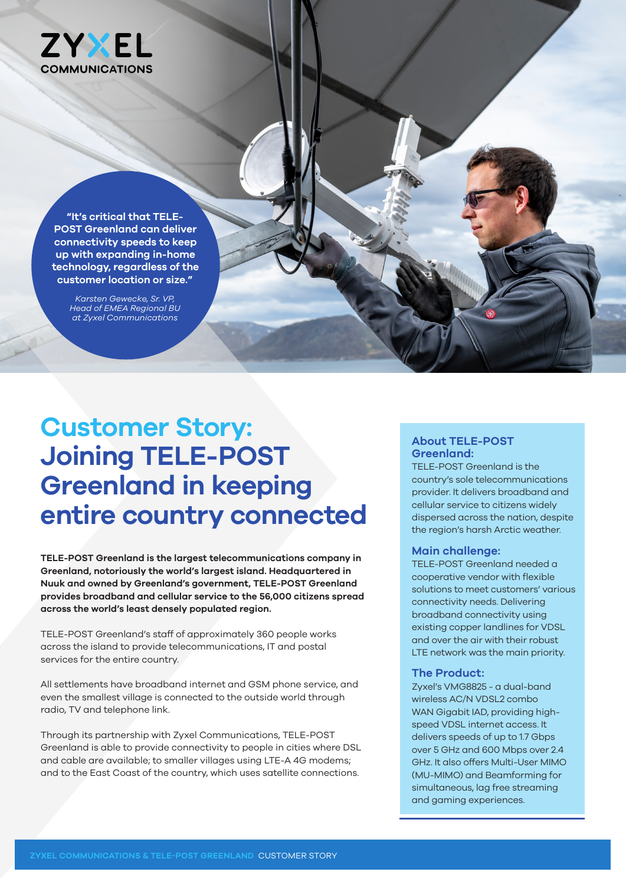ZYXEL COMMUNICATIONS

**"It's critical that TELE-POST Greenland can deliver connectivity speeds to keep up with expanding in-home technology, regardless of the customer location or size."**

*Karsten Gewecke, Sr. VP, Head of EMEA Regional BU at Zyxel Communications*

# Customer Story: Joining TELE-POST Greenland in keeping entire country connected

**TELE-POST Greenland is the largest telecommunications company in Greenland, notoriously the world's largest island. Headquartered in Nuuk and owned by Greenland's government, TELE-POST Greenland provides broadband and cellular service to the 56,000 citizens spread across the world's least densely populated region.**

TELE-POST Greenland's staff of approximately 360 people works across the island to provide telecommunications, IT and postal services for the entire country.

All settlements have broadband internet and GSM phone service, and even the smallest village is connected to the outside world through radio, TV and telephone link.

Through its partnership with Zyxel Communications, TELE-POST Greenland is able to provide connectivity to people in cities where DSL and cable are available; to smaller villages using LTE-A 4G modems; and to the East Coast of the country, which uses satellite connections.

### About TELE-POST Greenland:

TELE-POST Greenland is the country's sole telecommunications provider. It delivers broadband and cellular service to citizens widely dispersed across the nation, despite the region's harsh Arctic weather.

### Main challenge:

TELE-POST Greenland needed a cooperative vendor with flexible solutions to meet customers' various connectivity needs. Delivering broadband connectivity using existing copper landlines for VDSL and over the air with their robust LTE network was the main priority.

### The Product:

Zyxel's VMG8825 - a dual-band wireless AC/N VDSL2 combo WAN Gigabit IAD, providing high-speed VDSL internet access. It delivers speeds of up to 1.7 Gbps over 5 GHz and 600 Mbps over 2.4 GHz. It also offers Multi-User MIMO (MU-MIMO) and Beamforming for simultaneous, lag free streaming and gaming experiences.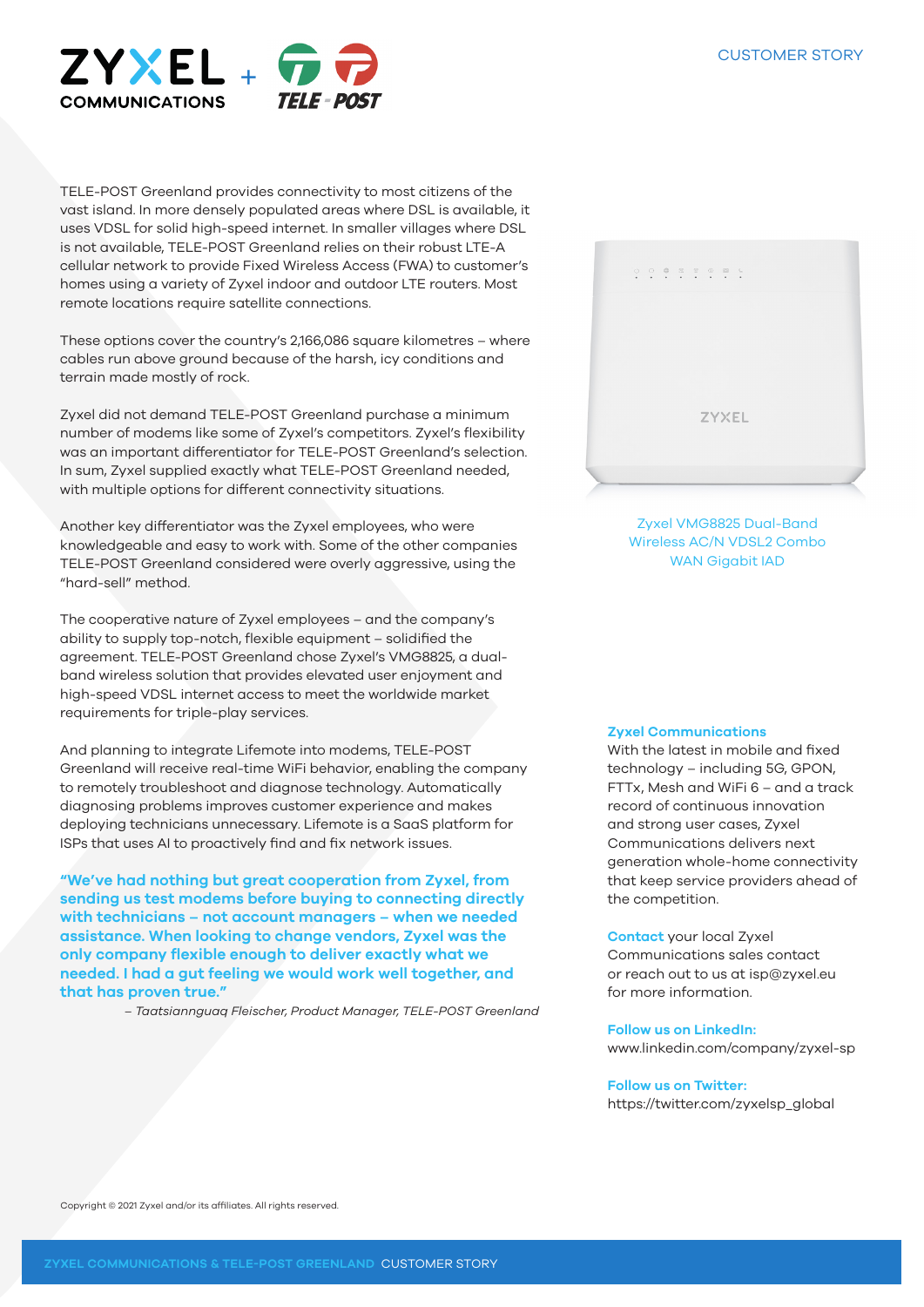CUSTOMER STORY

TELE-POST Greenland provides connectivity to most citizens of the vast island. In more densely populated areas where DSL is available, it uses VDSL for solid high-speed internet. In smaller villages where DSL is not available, TELE-POST Greenland relies on their robust LTE-A cellular network to provide Fixed Wireless Access (FWA) to customer's homes using a variety of Zyxel indoor and outdoor LTE routers. Most remote locations require satellite connections.

These options cover the country's 2,166,086 square kilometres – where cables run above ground because of the harsh, icy conditions and terrain made mostly of rock.

Zyxel did not demand TELE-POST Greenland purchase a minimum number of modems like some of Zyxel's competitors. Zyxel's flexibility was an important differentiator for TELE-POST Greenland's selection. In sum, Zyxel supplied exactly what TELE-POST Greenland needed, with multiple options for different connectivity situations.

Another key differentiator was the Zyxel employees, who were knowledgeable and easy to work with. Some of the other companies TELE-POST Greenland considered were overly aggressive, using the "hard-sell" method.

The cooperative nature of Zyxel employees – and the company's ability to supply top-notch, flexible equipment – solidified the agreement. TELE-POST Greenland chose Zyxel's VMG8825, a dual-band wireless solution that provides elevated user enjoyment and high-speed VDSL internet access to meet the worldwide market requirements for triple-play services.

And planning to integrate Lifemote into modems, TELE-POST Greenland will receive real-time WiFi behavior, enabling the company to remotely troubleshoot and diagnose technology. Automatically diagnosing problems improves customer experience and makes deploying technicians unnecessary. Lifemote is a SaaS platform for ISPs that uses AI to proactively find and fix network issues.

**"We've had nothing but great cooperation from Zyxel, from sending us test modems before buying to connecting directly with technicians – not account managers – when we needed assistance. When looking to change vendors, Zyxel was the only company flexible enough to deliver exactly what we needed. I had a gut feeling we would work well together, and that has proven true."**

*– Taatsiannguaq Fleischer, Product Manager, TELE-POST Greenland*

Zyxel VMG8825 Dual-Band Wireless AC/N VDSL2 Combo WAN Gigabit IAD

**Zyxel Communications**
With the latest in mobile and fixed technology – including 5G, GPON, FTTx, Mesh and WiFi 6 – and a track record of continuous innovation and strong user cases, Zyxel Communications delivers next generation whole-home connectivity that keep service providers ahead of the competition.

**Contact** your local Zyxel Communications sales contact or reach out to us at isp@zyxel.eu for more information.

**Follow us on LinkedIn:**
www.linkedin.com/company/zyxel-sp

**Follow us on Twitter:**
https://twitter.com/zyxelsp_global

Copyright © 2021 Zyxel and/or its affiliates. All rights reserved.